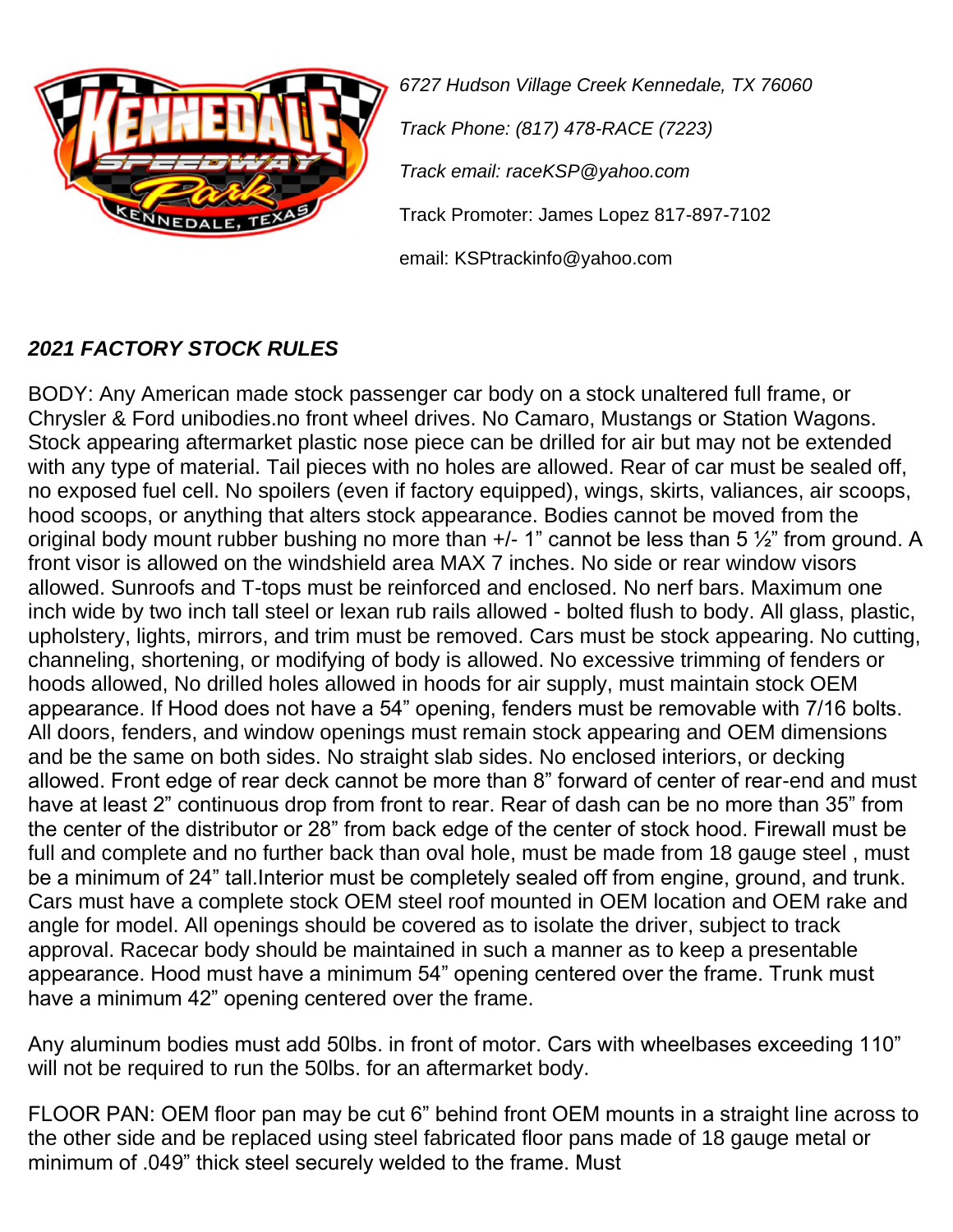*6727 Hudson Village Creek Kennedale, TX 76060*

*Track Phone: (817) 478-RACE (7223)*

*Track email: raceKSP@yahoo.com*

Track Promoter: James Lopez 817-897-7102

email: KSPtrackinfo@yahoo.com

***2021 FACTORY STOCK RULES***

BODY: Any American made stock passenger car body on a stock unaltered full frame, or Chrysler & Ford unibodies.no front wheel drives. No Camaro, Mustangs or Station Wagons. Stock appearing aftermarket plastic nose piece can be drilled for air but may not be extended with any type of material. Tail pieces with no holes are allowed. Rear of car must be sealed off, no exposed fuel cell. No spoilers (even if factory equipped), wings, skirts, valiances, air scoops, hood scoops, or anything that alters stock appearance. Bodies cannot be moved from the original body mount rubber bushing no more than +/- 1" cannot be less than 5 ½" from ground. A front visor is allowed on the windshield area MAX 7 inches. No side or rear window visors allowed. Sunroofs and T-tops must be reinforced and enclosed. No nerf bars. Maximum one inch wide by two inch tall steel or lexan rub rails allowed - bolted flush to body. All glass, plastic, upholstery, lights, mirrors, and trim must be removed. Cars must be stock appearing. No cutting, channeling, shortening, or modifying of body is allowed. No excessive trimming of fenders or hoods allowed, No drilled holes allowed in hoods for air supply, must maintain stock OEM appearance. If Hood does not have a 54" opening, fenders must be removable with 7/16 bolts. All doors, fenders, and window openings must remain stock appearing and OEM dimensions and be the same on both sides. No straight slab sides. No enclosed interiors, or decking allowed. Front edge of rear deck cannot be more than 8" forward of center of rear-end and must have at least 2" continuous drop from front to rear. Rear of dash can be no more than 35" from the center of the distributor or 28" from back edge of the center of stock hood. Firewall must be full and complete and no further back than oval hole, must be made from 18 gauge steel , must be a minimum of 24" tall.Interior must be completely sealed off from engine, ground, and trunk. Cars must have a complete stock OEM steel roof mounted in OEM location and OEM rake and angle for model. All openings should be covered as to isolate the driver, subject to track approval. Racecar body should be maintained in such a manner as to keep a presentable appearance. Hood must have a minimum 54" opening centered over the frame. Trunk must have a minimum 42" opening centered over the frame.

Any aluminum bodies must add 50lbs. in front of motor. Cars with wheelbases exceeding 110" will not be required to run the 50lbs. for an aftermarket body.

FLOOR PAN: OEM floor pan may be cut 6" behind front OEM mounts in a straight line across to the other side and be replaced using steel fabricated floor pans made of 18 gauge metal or minimum of .049" thick steel securely welded to the frame. Must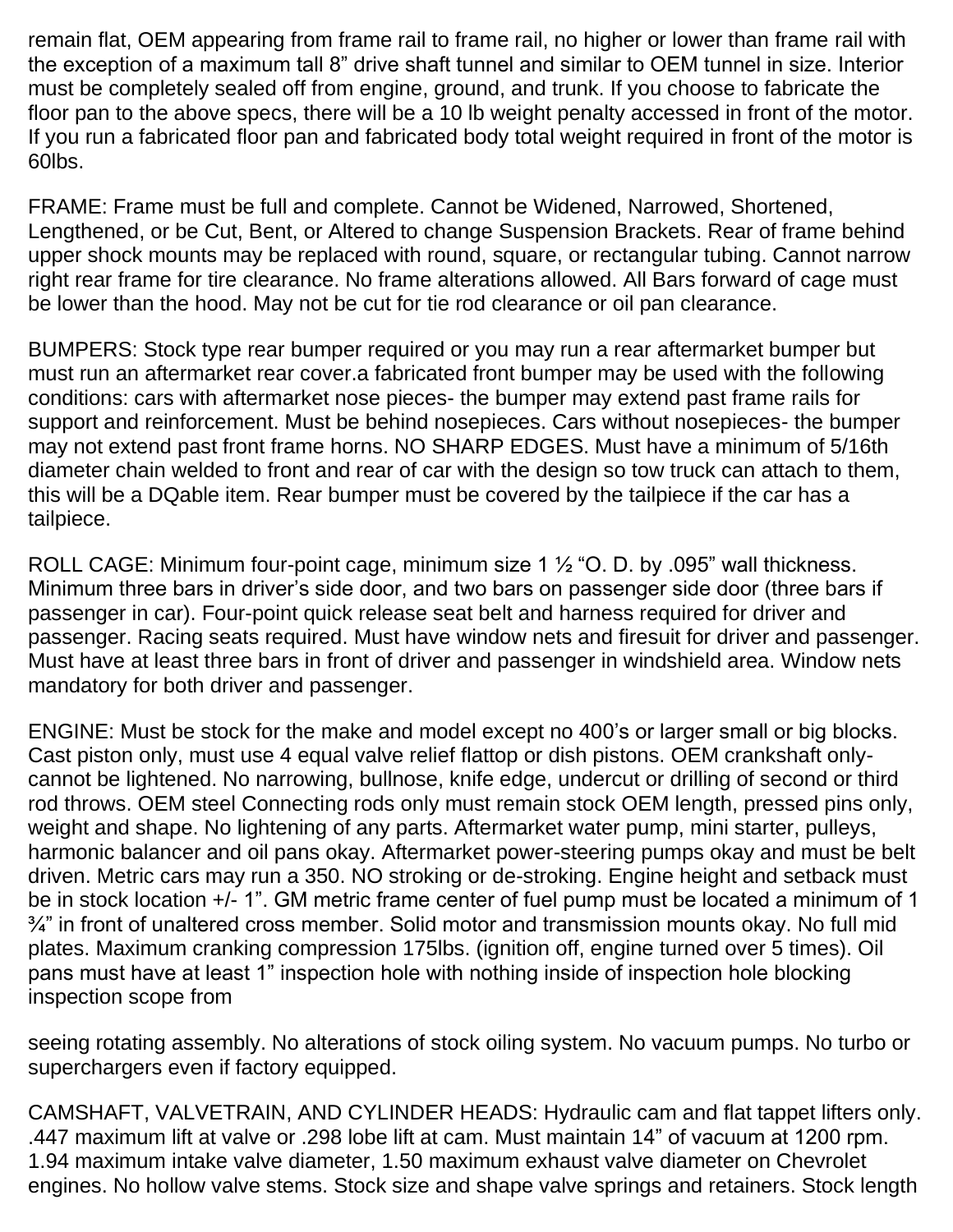remain flat, OEM appearing from frame rail to frame rail, no higher or lower than frame rail with the exception of a maximum tall 8" drive shaft tunnel and similar to OEM tunnel in size. Interior must be completely sealed off from engine, ground, and trunk. If you choose to fabricate the floor pan to the above specs, there will be a 10 lb weight penalty accessed in front of the motor. If you run a fabricated floor pan and fabricated body total weight required in front of the motor is 60lbs.

FRAME: Frame must be full and complete. Cannot be Widened, Narrowed, Shortened, Lengthened, or be Cut, Bent, or Altered to change Suspension Brackets. Rear of frame behind upper shock mounts may be replaced with round, square, or rectangular tubing. Cannot narrow right rear frame for tire clearance. No frame alterations allowed. All Bars forward of cage must be lower than the hood. May not be cut for tie rod clearance or oil pan clearance.

BUMPERS: Stock type rear bumper required or you may run a rear aftermarket bumper but must run an aftermarket rear cover.a fabricated front bumper may be used with the following conditions: cars with aftermarket nose pieces- the bumper may extend past frame rails for support and reinforcement. Must be behind nosepieces. Cars without nosepieces- the bumper may not extend past front frame horns. NO SHARP EDGES. Must have a minimum of 5/16th diameter chain welded to front and rear of car with the design so tow truck can attach to them, this will be a DQable item. Rear bumper must be covered by the tailpiece if the car has a tailpiece.

ROLL CAGE: Minimum four-point cage, minimum size 1 ½ "O. D. by .095" wall thickness. Minimum three bars in driver's side door, and two bars on passenger side door (three bars if passenger in car). Four-point quick release seat belt and harness required for driver and passenger. Racing seats required. Must have window nets and firesuit for driver and passenger. Must have at least three bars in front of driver and passenger in windshield area. Window nets mandatory for both driver and passenger.

ENGINE: Must be stock for the make and model except no 400's or larger small or big blocks. Cast piston only, must use 4 equal valve relief flattop or dish pistons. OEM crankshaft only- cannot be lightened. No narrowing, bullnose, knife edge, undercut or drilling of second or third rod throws. OEM steel Connecting rods only must remain stock OEM length, pressed pins only, weight and shape. No lightening of any parts. Aftermarket water pump, mini starter, pulleys, harmonic balancer and oil pans okay. Aftermarket power-steering pumps okay and must be belt driven. Metric cars may run a 350. NO stroking or de-stroking. Engine height and setback must be in stock location +/- 1". GM metric frame center of fuel pump must be located a minimum of 1 ¾" in front of unaltered cross member. Solid motor and transmission mounts okay. No full mid plates. Maximum cranking compression 175lbs. (ignition off, engine turned over 5 times). Oil pans must have at least 1" inspection hole with nothing inside of inspection hole blocking inspection scope from seeing rotating assembly. No alterations of stock oiling system. No vacuum pumps. No turbo or superchargers even if factory equipped.

CAMSHAFT, VALVETRAIN, AND CYLINDER HEADS: Hydraulic cam and flat tappet lifters only. .447 maximum lift at valve or .298 lobe lift at cam. Must maintain 14" of vacuum at 1200 rpm. 1.94 maximum intake valve diameter, 1.50 maximum exhaust valve diameter on Chevrolet engines. No hollow valve stems. Stock size and shape valve springs and retainers. Stock length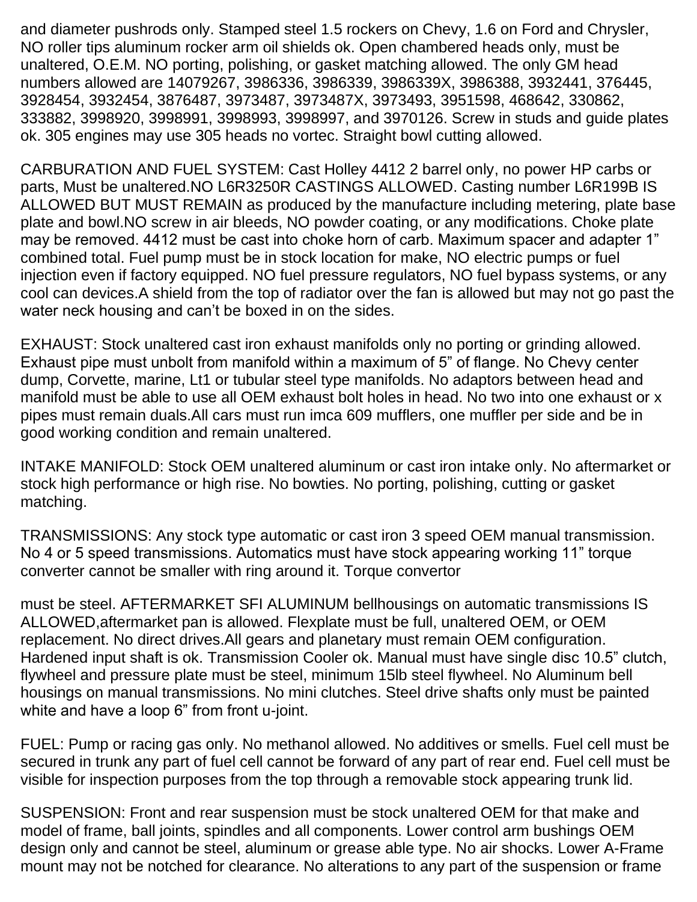and diameter pushrods only. Stamped steel 1.5 rockers on Chevy, 1.6 on Ford and Chrysler, NO roller tips aluminum rocker arm oil shields ok. Open chambered heads only, must be unaltered, O.E.M. NO porting, polishing, or gasket matching allowed. The only GM head numbers allowed are 14079267, 3986336, 3986339, 3986339X, 3986388, 3932441, 376445, 3928454, 3932454, 3876487, 3973487, 3973487X, 3973493, 3951598, 468642, 330862, 333882, 3998920, 3998991, 3998993, 3998997, and 3970126. Screw in studs and guide plates ok. 305 engines may use 305 heads no vortec. Straight bowl cutting allowed.

CARBURATION AND FUEL SYSTEM: Cast Holley 4412 2 barrel only, no power HP carbs or parts, Must be unaltered.NO L6R3250R CASTINGS ALLOWED. Casting number L6R199B IS ALLOWED BUT MUST REMAIN as produced by the manufacture including metering, plate base plate and bowl.NO screw in air bleeds, NO powder coating, or any modifications. Choke plate may be removed. 4412 must be cast into choke horn of carb. Maximum spacer and adapter 1" combined total. Fuel pump must be in stock location for make, NO electric pumps or fuel injection even if factory equipped. NO fuel pressure regulators, NO fuel bypass systems, or any cool can devices.A shield from the top of radiator over the fan is allowed but may not go past the water neck housing and can't be boxed in on the sides.

EXHAUST: Stock unaltered cast iron exhaust manifolds only no porting or grinding allowed. Exhaust pipe must unbolt from manifold within a maximum of 5" of flange. No Chevy center dump, Corvette, marine, Lt1 or tubular steel type manifolds. No adaptors between head and manifold must be able to use all OEM exhaust bolt holes in head. No two into one exhaust or x pipes must remain duals.All cars must run imca 609 mufflers, one muffler per side and be in good working condition and remain unaltered.

INTAKE MANIFOLD: Stock OEM unaltered aluminum or cast iron intake only. No aftermarket or stock high performance or high rise. No bowties. No porting, polishing, cutting or gasket matching.

TRANSMISSIONS: Any stock type automatic or cast iron 3 speed OEM manual transmission. No 4 or 5 speed transmissions. Automatics must have stock appearing working 11" torque converter cannot be smaller with ring around it. Torque convertor must be steel. AFTERMARKET SFI ALUMINUM bellhousings on automatic transmissions IS ALLOWED,aftermarket pan is allowed. Flexplate must be full, unaltered OEM, or OEM replacement. No direct drives.All gears and planetary must remain OEM configuration. Hardened input shaft is ok. Transmission Cooler ok. Manual must have single disc 10.5" clutch, flywheel and pressure plate must be steel, minimum 15lb steel flywheel. No Aluminum bell housings on manual transmissions. No mini clutches. Steel drive shafts only must be painted white and have a loop 6" from front u-joint.

FUEL: Pump or racing gas only. No methanol allowed. No additives or smells. Fuel cell must be secured in trunk any part of fuel cell cannot be forward of any part of rear end. Fuel cell must be visible for inspection purposes from the top through a removable stock appearing trunk lid.

SUSPENSION: Front and rear suspension must be stock unaltered OEM for that make and model of frame, ball joints, spindles and all components. Lower control arm bushings OEM design only and cannot be steel, aluminum or grease able type. No air shocks. Lower A-Frame mount may not be notched for clearance. No alterations to any part of the suspension or frame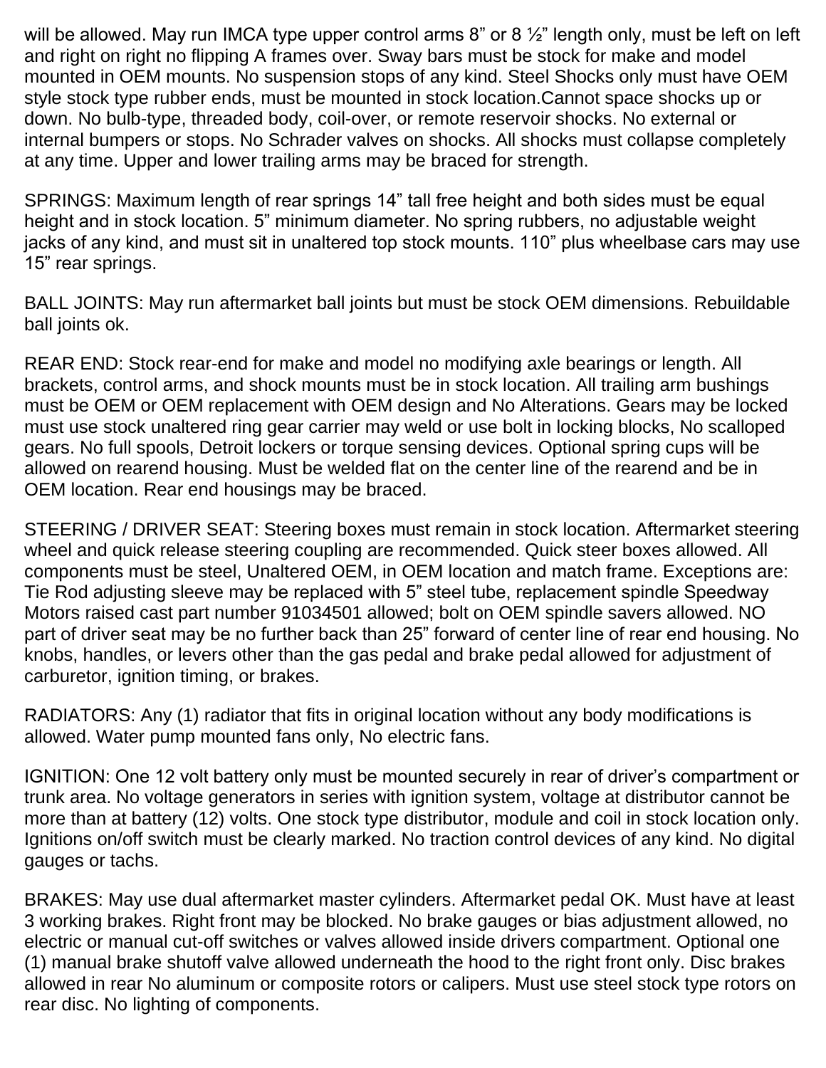will be allowed. May run IMCA type upper control arms 8" or 8 ½" length only, must be left on left and right on right no flipping A frames over. Sway bars must be stock for make and model mounted in OEM mounts. No suspension stops of any kind. Steel Shocks only must have OEM style stock type rubber ends, must be mounted in stock location.Cannot space shocks up or down. No bulb-type, threaded body, coil-over, or remote reservoir shocks. No external or internal bumpers or stops. No Schrader valves on shocks. All shocks must collapse completely at any time. Upper and lower trailing arms may be braced for strength.

SPRINGS: Maximum length of rear springs 14" tall free height and both sides must be equal height and in stock location. 5" minimum diameter. No spring rubbers, no adjustable weight jacks of any kind, and must sit in unaltered top stock mounts. 110" plus wheelbase cars may use 15" rear springs.

BALL JOINTS: May run aftermarket ball joints but must be stock OEM dimensions. Rebuildable ball joints ok.

REAR END: Stock rear-end for make and model no modifying axle bearings or length. All brackets, control arms, and shock mounts must be in stock location. All trailing arm bushings must be OEM or OEM replacement with OEM design and No Alterations. Gears may be locked must use stock unaltered ring gear carrier may weld or use bolt in locking blocks, No scalloped gears. No full spools, Detroit lockers or torque sensing devices. Optional spring cups will be allowed on rearend housing. Must be welded flat on the center line of the rearend and be in OEM location. Rear end housings may be braced.

STEERING / DRIVER SEAT: Steering boxes must remain in stock location. Aftermarket steering wheel and quick release steering coupling are recommended. Quick steer boxes allowed. All components must be steel, Unaltered OEM, in OEM location and match frame. Exceptions are: Tie Rod adjusting sleeve may be replaced with 5" steel tube, replacement spindle Speedway Motors raised cast part number 91034501 allowed; bolt on OEM spindle savers allowed. NO part of driver seat may be no further back than 25" forward of center line of rear end housing. No knobs, handles, or levers other than the gas pedal and brake pedal allowed for adjustment of carburetor, ignition timing, or brakes.

RADIATORS: Any (1) radiator that fits in original location without any body modifications is allowed. Water pump mounted fans only, No electric fans.

IGNITION: One 12 volt battery only must be mounted securely in rear of driver's compartment or trunk area. No voltage generators in series with ignition system, voltage at distributor cannot be more than at battery (12) volts. One stock type distributor, module and coil in stock location only. Ignitions on/off switch must be clearly marked. No traction control devices of any kind. No digital gauges or tachs.

BRAKES: May use dual aftermarket master cylinders. Aftermarket pedal OK. Must have at least 3 working brakes. Right front may be blocked. No brake gauges or bias adjustment allowed, no electric or manual cut-off switches or valves allowed inside drivers compartment. Optional one (1) manual brake shutoff valve allowed underneath the hood to the right front only. Disc brakes allowed in rear No aluminum or composite rotors or calipers. Must use steel stock type rotors on rear disc. No lighting of components.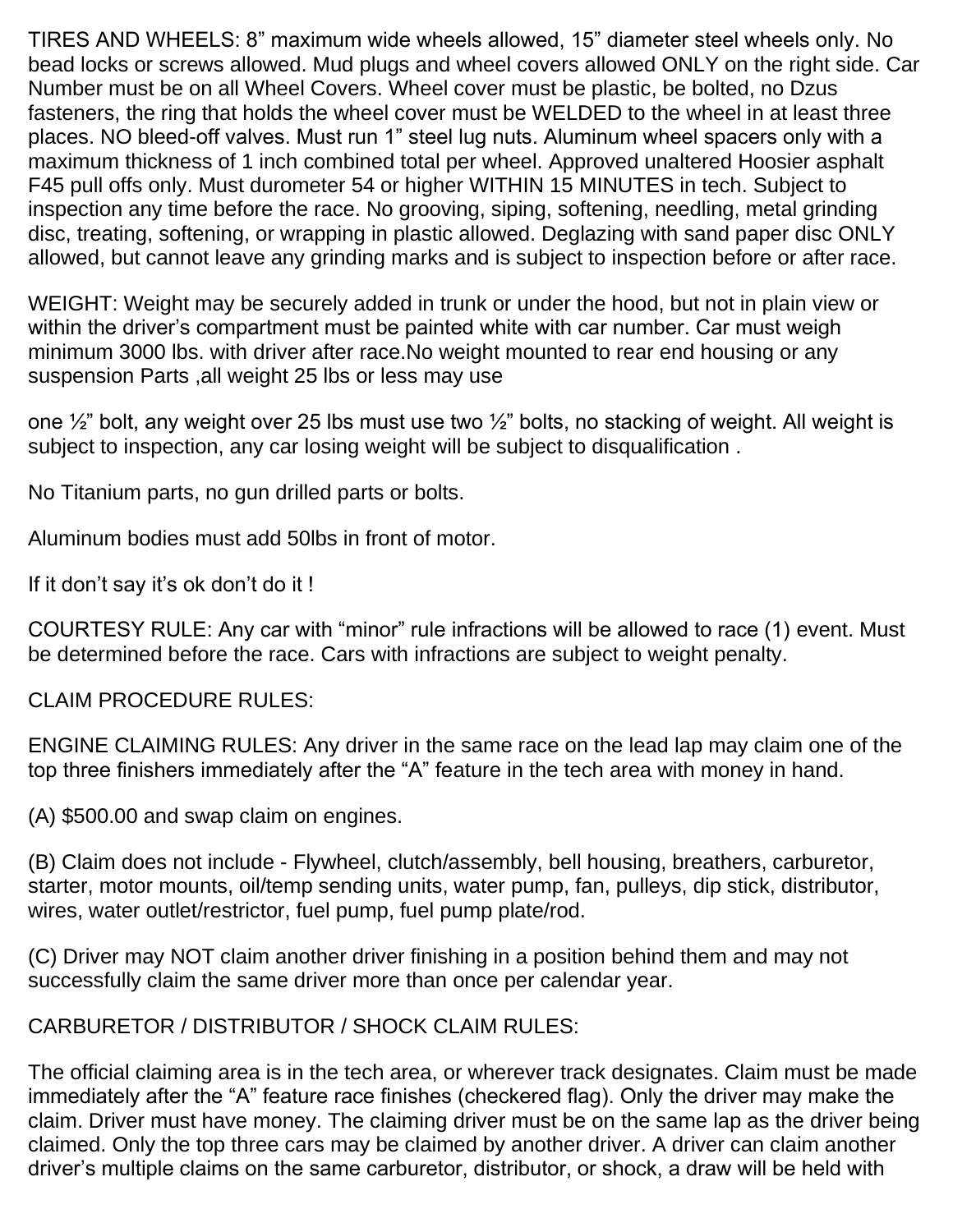TIRES AND WHEELS: 8" maximum wide wheels allowed, 15" diameter steel wheels only. No bead locks or screws allowed. Mud plugs and wheel covers allowed ONLY on the right side. Car Number must be on all Wheel Covers. Wheel cover must be plastic, be bolted, no Dzus fasteners, the ring that holds the wheel cover must be WELDED to the wheel in at least three places. NO bleed-off valves. Must run 1" steel lug nuts. Aluminum wheel spacers only with a maximum thickness of 1 inch combined total per wheel. Approved unaltered Hoosier asphalt F45 pull offs only. Must durometer 54 or higher WITHIN 15 MINUTES in tech. Subject to inspection any time before the race. No grooving, siping, softening, needling, metal grinding disc, treating, softening, or wrapping in plastic allowed. Deglazing with sand paper disc ONLY allowed, but cannot leave any grinding marks and is subject to inspection before or after race.

WEIGHT: Weight may be securely added in trunk or under the hood, but not in plain view or within the driver's compartment must be painted white with car number. Car must weigh minimum 3000 lbs. with driver after race.No weight mounted to rear end housing or any suspension Parts ,all weight 25 lbs or less may use

one ½" bolt, any weight over 25 lbs must use two ½" bolts, no stacking of weight. All weight is subject to inspection, any car losing weight will be subject to disqualification .

No Titanium parts, no gun drilled parts or bolts.

Aluminum bodies must add 50lbs in front of motor.

If it don't say it's ok don't do it !

COURTESY RULE: Any car with "minor" rule infractions will be allowed to race (1) event. Must be determined before the race. Cars with infractions are subject to weight penalty.

CLAIM PROCEDURE RULES:

ENGINE CLAIMING RULES: Any driver in the same race on the lead lap may claim one of the top three finishers immediately after the "A" feature in the tech area with money in hand.

(A) $500.00 and swap claim on engines.

(B) Claim does not include - Flywheel, clutch/assembly, bell housing, breathers, carburetor, starter, motor mounts, oil/temp sending units, water pump, fan, pulleys, dip stick, distributor, wires, water outlet/restrictor, fuel pump, fuel pump plate/rod.

(C) Driver may NOT claim another driver finishing in a position behind them and may not successfully claim the same driver more than once per calendar year.

CARBURETOR / DISTRIBUTOR / SHOCK CLAIM RULES:

The official claiming area is in the tech area, or wherever track designates. Claim must be made immediately after the "A" feature race finishes (checkered flag). Only the driver may make the claim. Driver must have money. The claiming driver must be on the same lap as the driver being claimed. Only the top three cars may be claimed by another driver. A driver can claim another driver's multiple claims on the same carburetor, distributor, or shock, a draw will be held with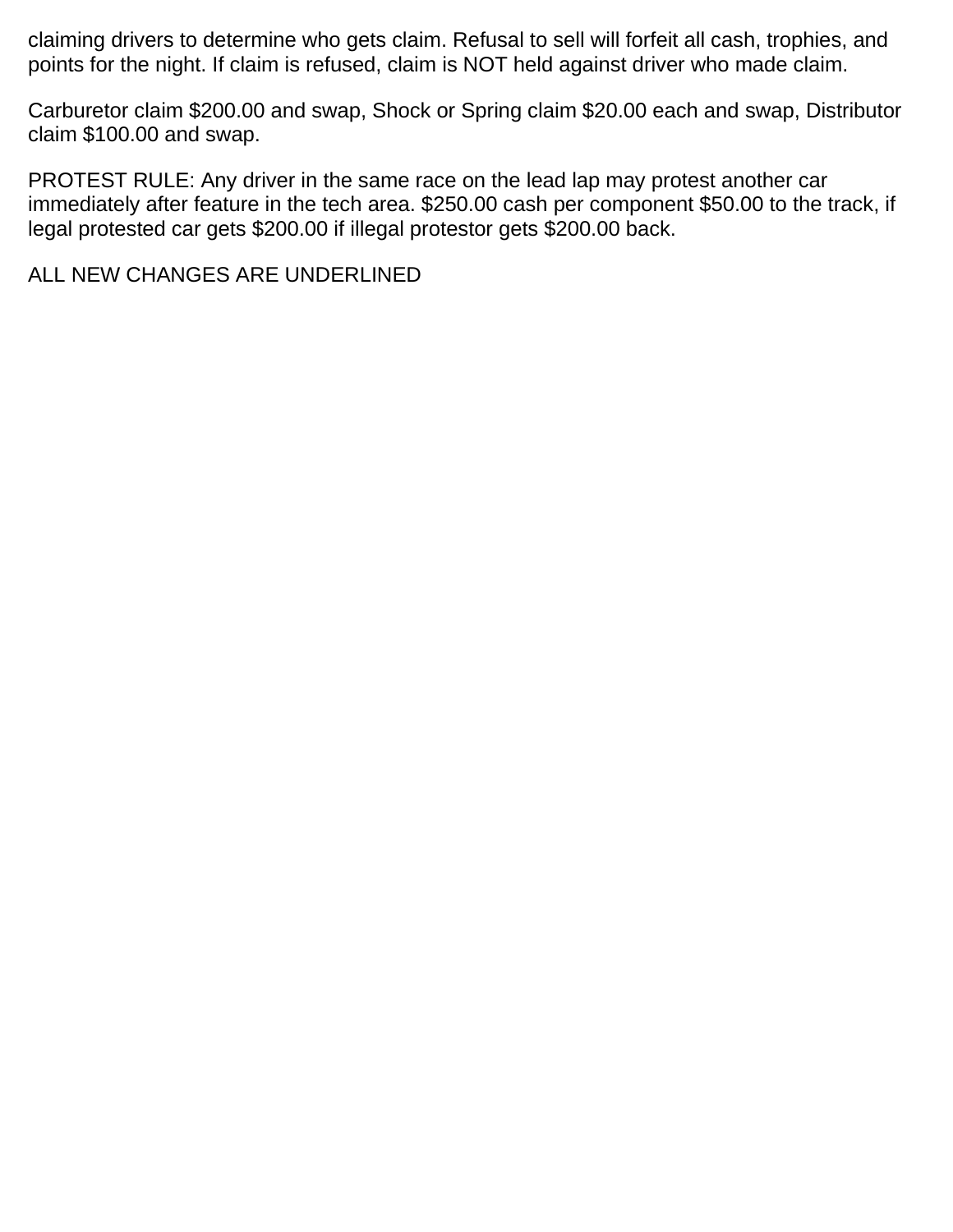claiming drivers to determine who gets claim. Refusal to sell will forfeit all cash, trophies, and points for the night. If claim is refused, claim is NOT held against driver who made claim.

Carburetor claim $200.00 and swap, Shock or Spring claim $20.00 each and swap, Distributor claim $100.00 and swap.

PROTEST RULE: Any driver in the same race on the lead lap may protest another car immediately after feature in the tech area. $250.00 cash per component $50.00 to the track, if legal protested car gets $200.00 if illegal protestor gets $200.00 back.

ALL NEW CHANGES ARE UNDERLINED